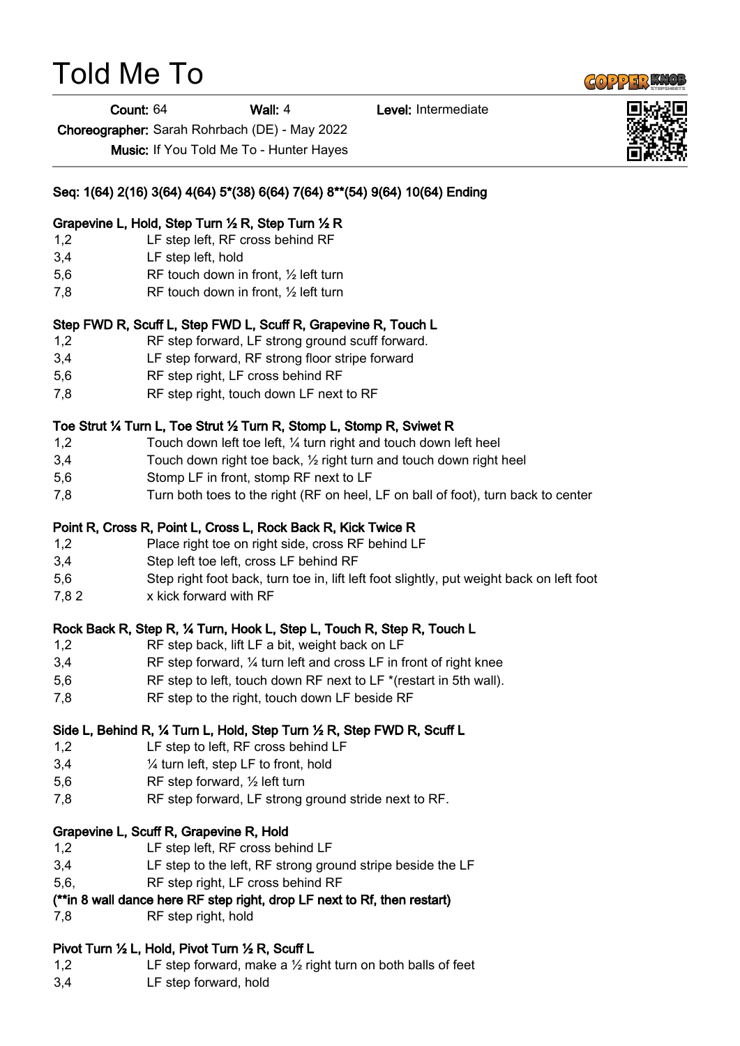# Told Me To

**Count:** 64 **Wall:** 4 **Level:** Intermediate

**Choreographer:** Sarah Rohrbach (DE) - May 2022

**Music:** If You Told Me To - Hunter Hayes

**Seq: 1(64) 2(16) 3(64) 4(64) 5*(38) 6(64) 7(64) 8**(54) 9(64) 10(64) Ending**

**Grapevine L, Hold, Step Turn ½ R, Step Turn ½ R**

| | |
|---|---|
| 1,2 | LF step left, RF cross behind RF |
| 3,4 | LF step left, hold |
| 5,6 | RF touch down in front, ½ left turn |
| 7,8 | RF touch down in front, ½ left turn |

**Step FWD R, Scuff L, Step FWD L, Scuff R, Grapevine R, Touch L**

| | |
|---|---|
| 1,2 | RF step forward, LF strong ground scuff forward. |
| 3,4 | LF step forward, RF strong floor stripe forward |
| 5,6 | RF step right, LF cross behind RF |
| 7,8 | RF step right, touch down LF next to RF |

**Toe Strut ¼ Turn L, Toe Strut ½ Turn R, Stomp L, Stomp R, Sviwet R**

| | |
|---|---|
| 1,2 | Touch down left toe left, ¼ turn right and touch down left heel |
| 3,4 | Touch down right toe back, ½ right turn and touch down right heel |
| 5,6 | Stomp LF in front, stomp RF next to LF |
| 7,8 | Turn both toes to the right (RF on heel, LF on ball of foot), turn back to center |

**Point R, Cross R, Point L, Cross L, Rock Back R, Kick Twice R**

| | |
|---|---|
| 1,2 | Place right toe on right side, cross RF behind LF |
| 3,4 | Step left toe left, cross LF behind RF |
| 5,6 | Step right foot back, turn toe in, lift left foot slightly, put weight back on left foot |
| 7,8 2 | x kick forward with RF |

**Rock Back R, Step R, ¼ Turn, Hook L, Step L, Touch R, Step R, Touch L**

| | |
|---|---|
| 1,2 | RF step back, lift LF a bit, weight back on LF |
| 3,4 | RF step forward, ¼ turn left and cross LF in front of right knee |
| 5,6 | RF step to left, touch down RF next to LF *(restart in 5th wall). |
| 7,8 | RF step to the right, touch down LF beside RF |

**Side L, Behind R, ¼ Turn L, Hold, Step Turn ½ R, Step FWD R, Scuff L**

| | |
|---|---|
| 1,2 | LF step to left, RF cross behind LF |
| 3,4 | ¼ turn left, step LF to front, hold |
| 5,6 | RF step forward, ½ left turn |
| 7,8 | RF step forward, LF strong ground stride next to RF. |

**Grapevine L, Scuff R, Grapevine R, Hold**

| | |
|---|---|
| 1,2 | LF step left, RF cross behind LF |
| 3,4 | LF step to the left, RF strong ground stripe beside the LF |
| 5,6, | RF step right, LF cross behind RF |

**(**in 8 wall dance here RF step right, drop LF next to Rf, then restart)**

| | |
|---|---|
| 7,8 | RF step right, hold |

**Pivot Turn ½ L, Hold, Pivot Turn ½ R, Scuff L**

| | |
|---|---|
| 1,2 | LF step forward, make a ½ right turn on both balls of feet |
| 3,4 | LF step forward, hold |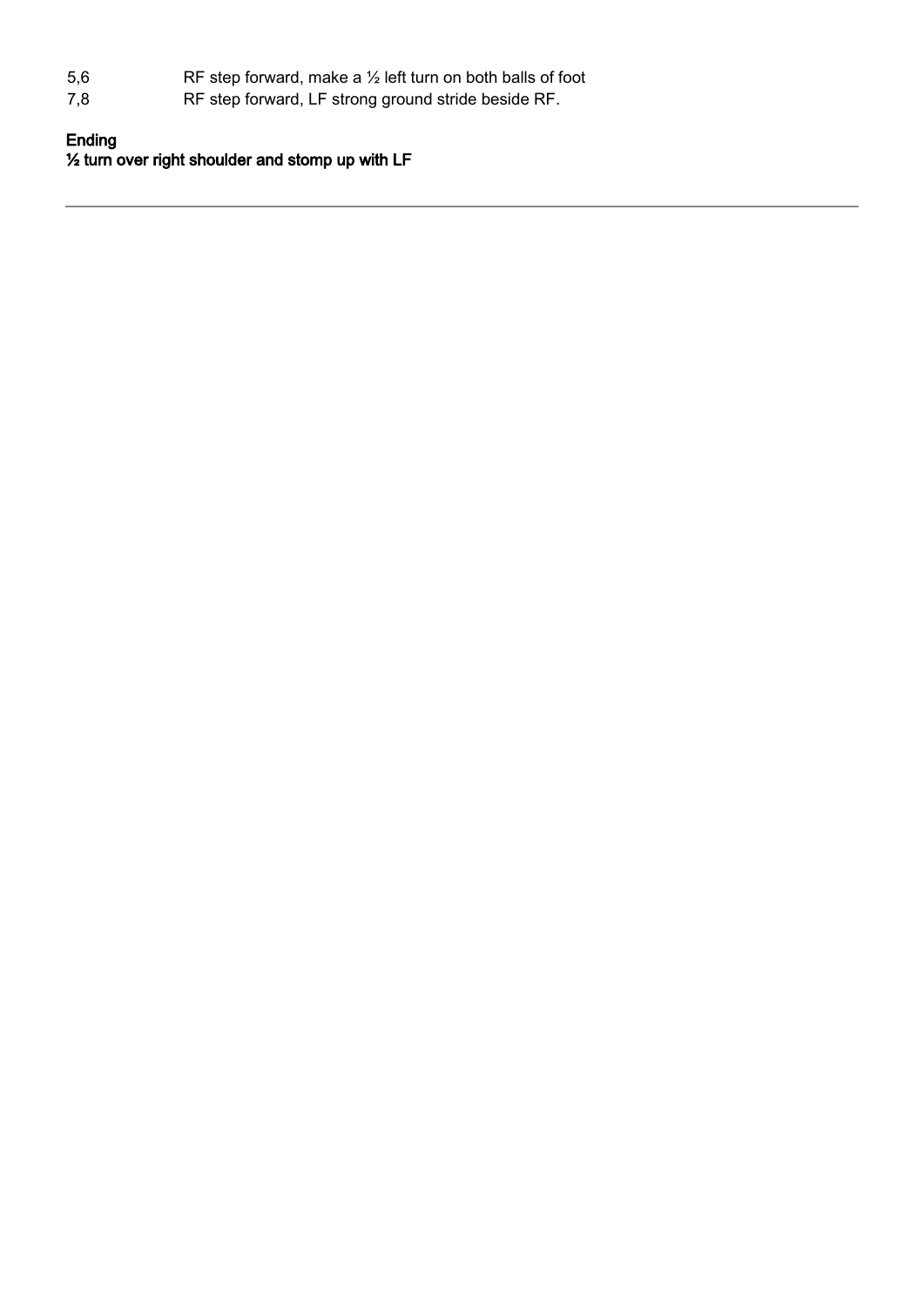| | |
|---|---|
| 5,6 | RF step forward, make a ½ left turn on both balls of foot |
| 7,8 | RF step forward, LF strong ground stride beside RF. |

**Ending**
**½ turn over right shoulder and stomp up with LF**

---